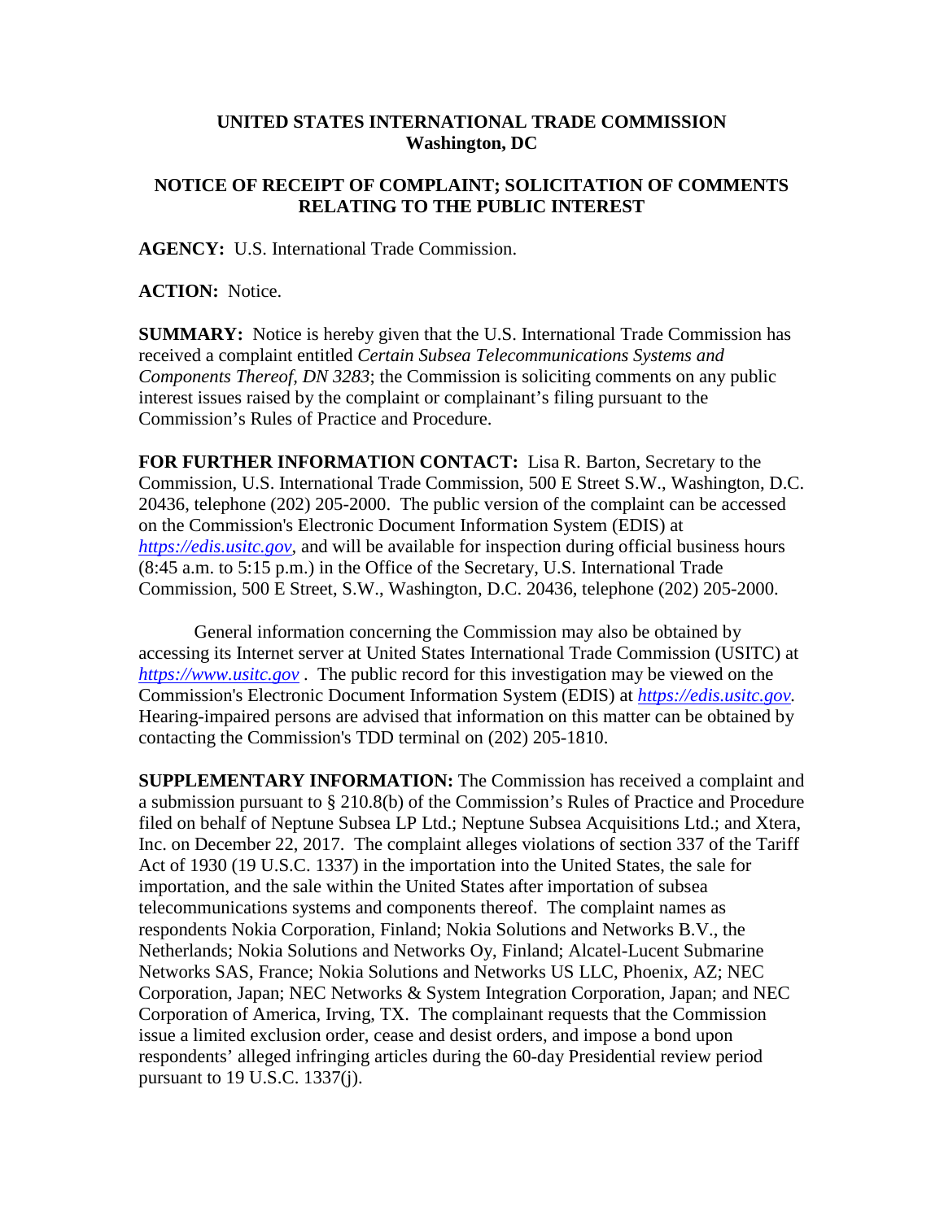**UNITED STATES INTERNATIONAL TRADE COMMISSION**
**Washington, DC**

**NOTICE OF RECEIPT OF COMPLAINT; SOLICITATION OF COMMENTS RELATING TO THE PUBLIC INTEREST**

**AGENCY:** U.S. International Trade Commission.

**ACTION:** Notice.

**SUMMARY:** Notice is hereby given that the U.S. International Trade Commission has received a complaint entitled *Certain Subsea Telecommunications Systems and Components Thereof, DN 3283*; the Commission is soliciting comments on any public interest issues raised by the complaint or complainant's filing pursuant to the Commission's Rules of Practice and Procedure.

**FOR FURTHER INFORMATION CONTACT:** Lisa R. Barton, Secretary to the Commission, U.S. International Trade Commission, 500 E Street S.W., Washington, D.C. 20436, telephone (202) 205-2000. The public version of the complaint can be accessed on the Commission's Electronic Document Information System (EDIS) at *https://edis.usitc.gov*, and will be available for inspection during official business hours (8:45 a.m. to 5:15 p.m.) in the Office of the Secretary, U.S. International Trade Commission, 500 E Street, S.W., Washington, D.C. 20436, telephone (202) 205-2000.

General information concerning the Commission may also be obtained by accessing its Internet server at United States International Trade Commission (USITC) at *https://www.usitc.gov* . The public record for this investigation may be viewed on the Commission's Electronic Document Information System (EDIS) at *https://edis.usitc.gov.* Hearing-impaired persons are advised that information on this matter can be obtained by contacting the Commission's TDD terminal on (202) 205-1810.

**SUPPLEMENTARY INFORMATION:** The Commission has received a complaint and a submission pursuant to § 210.8(b) of the Commission's Rules of Practice and Procedure filed on behalf of Neptune Subsea LP Ltd.; Neptune Subsea Acquisitions Ltd.; and Xtera, Inc. on December 22, 2017. The complaint alleges violations of section 337 of the Tariff Act of 1930 (19 U.S.C. 1337) in the importation into the United States, the sale for importation, and the sale within the United States after importation of subsea telecommunications systems and components thereof. The complaint names as respondents Nokia Corporation, Finland; Nokia Solutions and Networks B.V., the Netherlands; Nokia Solutions and Networks Oy, Finland; Alcatel-Lucent Submarine Networks SAS, France; Nokia Solutions and Networks US LLC, Phoenix, AZ; NEC Corporation, Japan; NEC Networks & System Integration Corporation, Japan; and NEC Corporation of America, Irving, TX. The complainant requests that the Commission issue a limited exclusion order, cease and desist orders, and impose a bond upon respondents' alleged infringing articles during the 60-day Presidential review period pursuant to 19 U.S.C. 1337(j).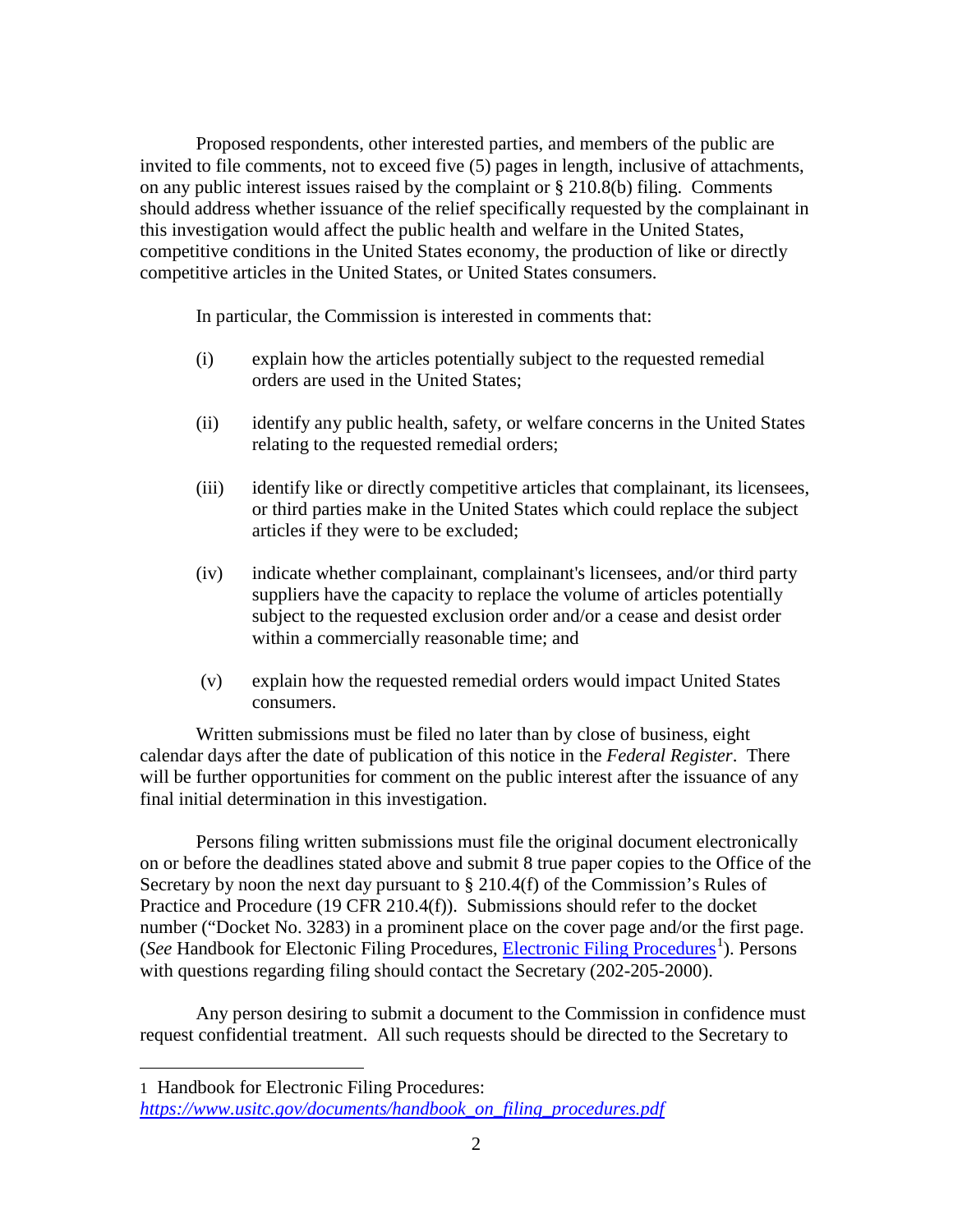Proposed respondents, other interested parties, and members of the public are invited to file comments, not to exceed five (5) pages in length, inclusive of attachments, on any public interest issues raised by the complaint or § 210.8(b) filing. Comments should address whether issuance of the relief specifically requested by the complainant in this investigation would affect the public health and welfare in the United States, competitive conditions in the United States economy, the production of like or directly competitive articles in the United States, or United States consumers.

In particular, the Commission is interested in comments that:

(i) explain how the articles potentially subject to the requested remedial orders are used in the United States;

(ii) identify any public health, safety, or welfare concerns in the United States relating to the requested remedial orders;

(iii) identify like or directly competitive articles that complainant, its licensees, or third parties make in the United States which could replace the subject articles if they were to be excluded;

(iv) indicate whether complainant, complainant's licensees, and/or third party suppliers have the capacity to replace the volume of articles potentially subject to the requested exclusion order and/or a cease and desist order within a commercially reasonable time; and

(v) explain how the requested remedial orders would impact United States consumers.

Written submissions must be filed no later than by close of business, eight calendar days after the date of publication of this notice in the *Federal Register*. There will be further opportunities for comment on the public interest after the issuance of any final initial determination in this investigation.

Persons filing written submissions must file the original document electronically on or before the deadlines stated above and submit 8 true paper copies to the Office of the Secretary by noon the next day pursuant to § 210.4(f) of the Commission's Rules of Practice and Procedure (19 CFR 210.4(f)). Submissions should refer to the docket number ("Docket No. 3283) in a prominent place on the cover page and/or the first page. (*See* Handbook for Electonic Filing Procedures, Electronic Filing Procedures[1]). Persons with questions regarding filing should contact the Secretary (202-205-2000).

Any person desiring to submit a document to the Commission in confidence must request confidential treatment. All such requests should be directed to the Secretary to

---

1 Handbook for Electronic Filing Procedures: *https://www.usitc.gov/documents/handbook_on_filing_procedures.pdf*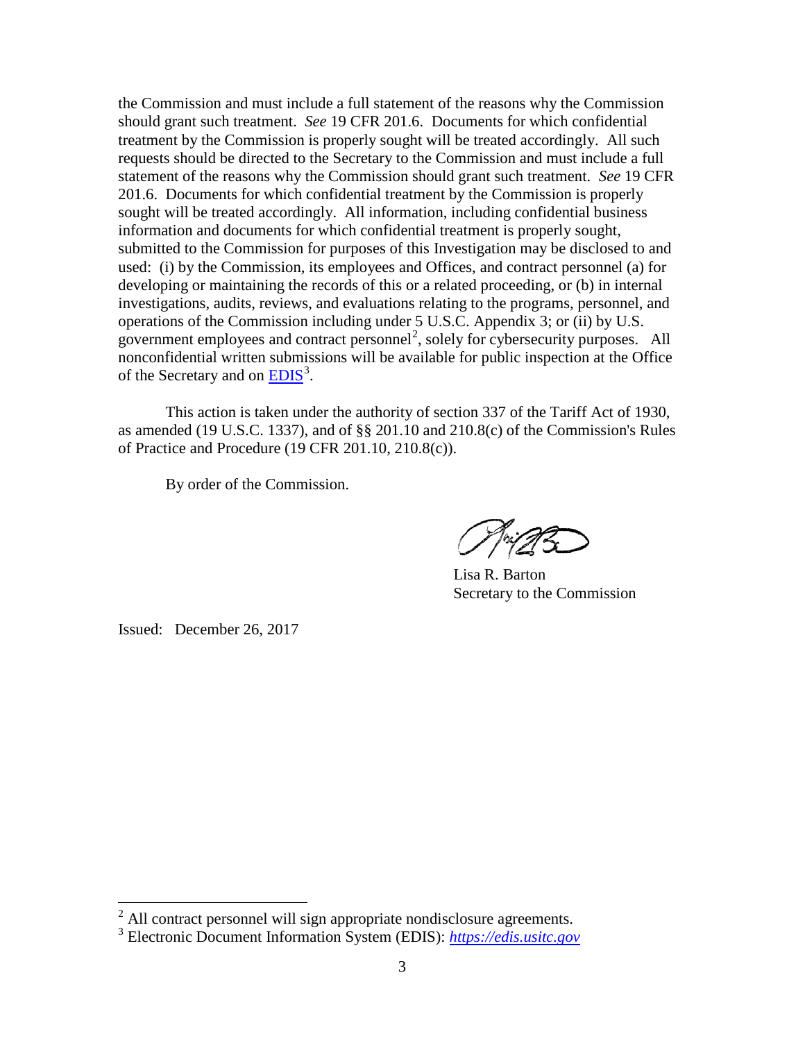the Commission and must include a full statement of the reasons why the Commission should grant such treatment. *See* 19 CFR 201.6. Documents for which confidential treatment by the Commission is properly sought will be treated accordingly. All such requests should be directed to the Secretary to the Commission and must include a full statement of the reasons why the Commission should grant such treatment. *See* 19 CFR 201.6. Documents for which confidential treatment by the Commission is properly sought will be treated accordingly. All information, including confidential business information and documents for which confidential treatment is properly sought, submitted to the Commission for purposes of this Investigation may be disclosed to and used: (i) by the Commission, its employees and Offices, and contract personnel (a) for developing or maintaining the records of this or a related proceeding, or (b) in internal investigations, audits, reviews, and evaluations relating to the programs, personnel, and operations of the Commission including under 5 U.S.C. Appendix 3; or (ii) by U.S. government employees and contract personnel[2], solely for cybersecurity purposes. All nonconfidential written submissions will be available for public inspection at the Office of the Secretary and on EDIS[3].

This action is taken under the authority of section 337 of the Tariff Act of 1930, as amended (19 U.S.C. 1337), and of §§ 201.10 and 210.8(c) of the Commission's Rules of Practice and Procedure (19 CFR 201.10, 210.8(c)).

By order of the Commission.

Lisa R. Barton
Secretary to the Commission

Issued: December 26, 2017

---

[2] All contract personnel will sign appropriate nondisclosure agreements.

[3] Electronic Document Information System (EDIS): *https://edis.usitc.gov*